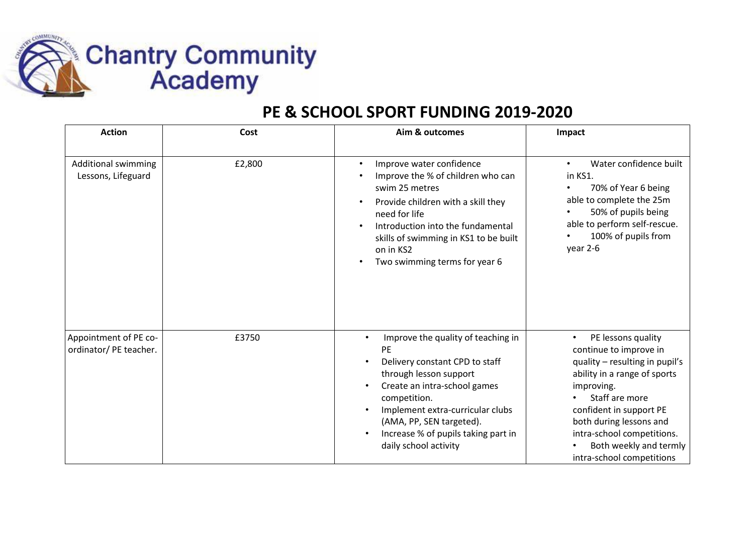Chantry Community Academy

# PE & SCHOOL SPORT FUNDING 2019-2020

| Action | Cost | Aim & outcomes | Impact |
|---|---|---|---|
| Additional swimming Lessons, Lifeguard | £2,800 | • Improve water confidence<br>• Improve the % of children who can swim 25 metres<br>• Provide children with a skill they need for life<br>• Introduction into the fundamental skills of swimming in KS1 to be built on in KS2<br>• Two swimming terms for year 6 | • Water confidence built in KS1.<br>• 70% of Year 6 being able to complete the 25m<br>• 50% of pupils being able to perform self-rescue.<br>• 100% of pupils from year 2-6 |
| Appointment of PE co-ordinator/ PE teacher. | £3750 | • Improve the quality of teaching in PE<br>• Delivery constant CPD to staff through lesson support<br>• Create an intra-school games competition.<br>• Implement extra-curricular clubs (AMA, PP, SEN targeted).<br>• Increase % of pupils taking part in daily school activity | • PE lessons quality continue to improve in quality – resulting in pupil's ability in a range of sports improving.<br>• Staff are more confident in support PE both during lessons and intra-school competitions.<br>• Both weekly and termly intra-school competitions |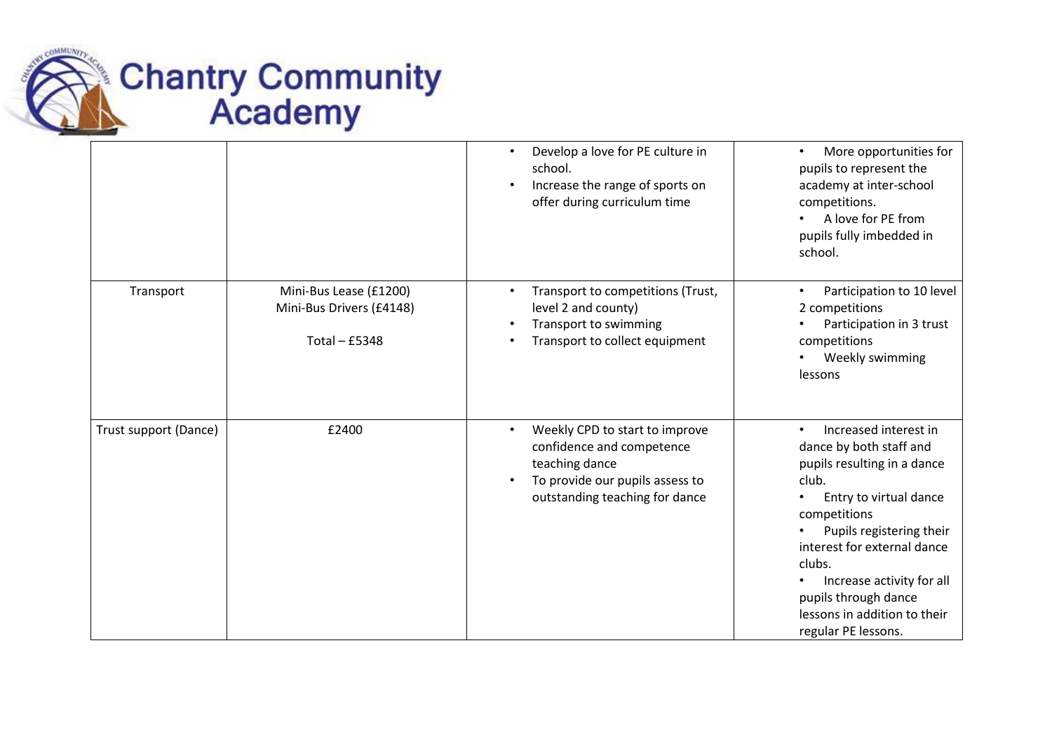| | | | |
|---|---|---|---|
| | | • Develop a love for PE culture in school.<br>• Increase the range of sports on offer during curriculum time | • More opportunities for pupils to represent the academy at inter-school competitions.<br>• A love for PE from pupils fully imbedded in school. |
| Transport | Mini-Bus Lease (£1200)<br>Mini-Bus Drivers (£4148)<br><br>Total – £5348 | • Transport to competitions (Trust, level 2 and county)<br>• Transport to swimming<br>• Transport to collect equipment | • Participation to 10 level 2 competitions<br>• Participation in 3 trust competitions<br>• Weekly swimming lessons |
| Trust support (Dance) | £2400 | • Weekly CPD to start to improve confidence and competence teaching dance<br>• To provide our pupils assess to outstanding teaching for dance | • Increased interest in dance by both staff and pupils resulting in a dance club.<br>• Entry to virtual dance competitions<br>• Pupils registering their interest for external dance clubs.<br>• Increase activity for all pupils through dance lessons in addition to their regular PE lessons. |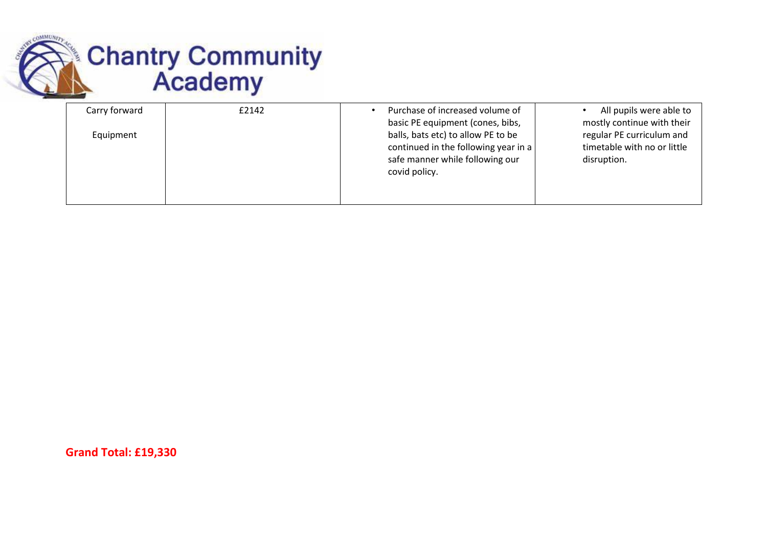| Carry forward<br><br>Equipment | £2142 | • Purchase of increased volume of basic PE equipment (cones, bibs, balls, bats etc) to allow PE to be continued in the following year in a safe manner while following our covid policy. | • All pupils were able to mostly continue with their regular PE curriculum and timetable with no or little disruption. |
|---|---|---|---|

**Grand Total: £19,330**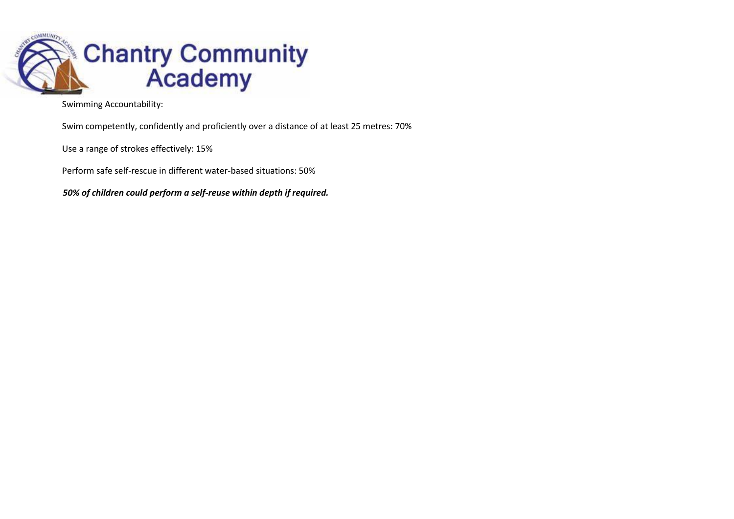Chantry Community Academy

Swimming Accountability:

Swim competently, confidently and proficiently over a distance of at least 25 metres: 70%

Use a range of strokes effectively: 15%

Perform safe self-rescue in different water-based situations: 50%

***50% of children could perform a self-reuse within depth if required.***